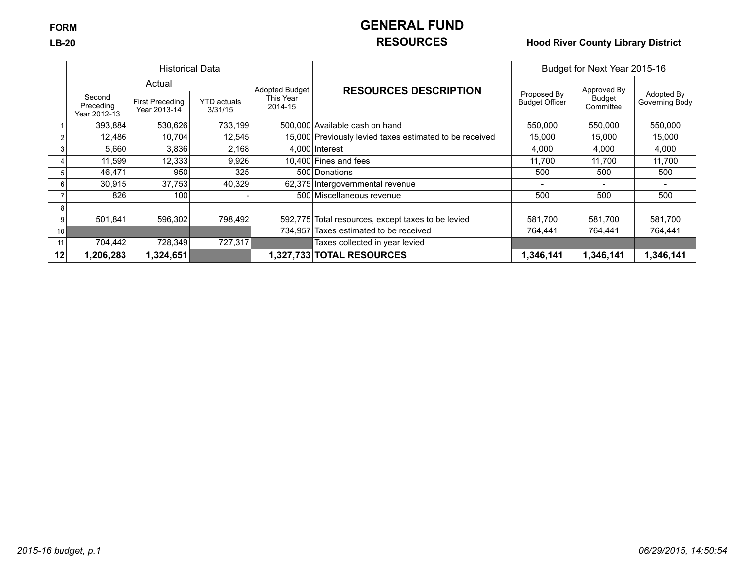FORM

LB-20

# GENERAL FUND

## RESOURCES

**Hood River County Library District**

| | Historical Data | | | | RESOURCES DESCRIPTION | Budget for Next Year 2015-16 | | |
|---|---|---|---|---|---|---|---|---|
| | Actual | | | Adopted Budget This Year 2014-15 | | Proposed By Budget Officer | Approved By Budget Committee | Adopted By Governing Body |
| | Second Preceding Year 2012-13 | First Preceding Year 2013-14 | YTD actuals 3/31/15 | | | | | |
| 1 | 393,884 | 530,626 | 733,199 | 500,000 | Available cash on hand | 550,000 | 550,000 | 550,000 |
| 2 | 12,486 | 10,704 | 12,545 | 15,000 | Previously levied taxes estimated to be received | 15,000 | 15,000 | 15,000 |
| 3 | 5,660 | 3,836 | 2,168 | 4,000 | Interest | 4,000 | 4,000 | 4,000 |
| 4 | 11,599 | 12,333 | 9,926 | 10,400 | Fines and fees | 11,700 | 11,700 | 11,700 |
| 5 | 46,471 | 950 | 325 | 500 | Donations | 500 | 500 | 500 |
| 6 | 30,915 | 37,753 | 40,329 | 62,375 | Intergovernmental revenue | - | - | - |
| 7 | 826 | 100 | - | 500 | Miscellaneous revenue | 500 | 500 | 500 |
| 8 | | | | | | | | |
| 9 | 501,841 | 596,302 | 798,492 | 592,775 | Total resources, except taxes to be levied | 581,700 | 581,700 | 581,700 |
| 10 | | | | 734,957 | Taxes estimated to be received | 764,441 | 764,441 | 764,441 |
| 11 | 704,442 | 728,349 | 727,317 | | Taxes collected in year levied | | | |
| **12** | **1,206,283** | **1,324,651** | | **1,327,733** | **TOTAL RESOURCES** | **1,346,141** | **1,346,141** | **1,346,141** |

*2015-16 budget, p.1*

*06/29/2015, 14:50:54*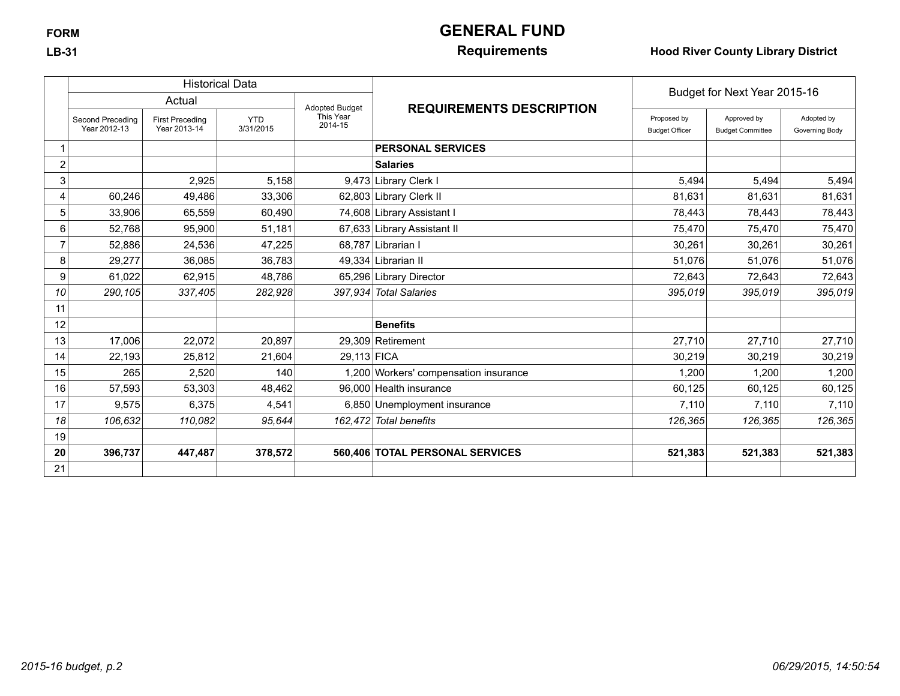FORM

LB-31

# GENERAL FUND

## Requirements

**Hood River County Library District**

| | Historical Data | | | | REQUIREMENTS DESCRIPTION | Budget for Next Year 2015-16 | | |
|---|---|---|---|---|---|---|---|---|
| | Actual | | | Adopted Budget This Year 2014-15 | | | | |
| | Second Preceding Year 2012-13 | First Preceding Year 2013-14 | YTD 3/31/2015 | | | Proposed by Budget Officer | Approved by Budget Committee | Adopted by Governing Body |
| 1 | | | | | **PERSONAL SERVICES** | | | |
| 2 | | | | | **Salaries** | | | |
| 3 | | 2,925 | 5,158 | 9,473 | Library Clerk I | 5,494 | 5,494 | 5,494 |
| 4 | 60,246 | 49,486 | 33,306 | 62,803 | Library Clerk II | 81,631 | 81,631 | 81,631 |
| 5 | 33,906 | 65,559 | 60,490 | 74,608 | Library Assistant I | 78,443 | 78,443 | 78,443 |
| 6 | 52,768 | 95,900 | 51,181 | 67,633 | Library Assistant II | 75,470 | 75,470 | 75,470 |
| 7 | 52,886 | 24,536 | 47,225 | 68,787 | Librarian I | 30,261 | 30,261 | 30,261 |
| 8 | 29,277 | 36,085 | 36,783 | 49,334 | Librarian II | 51,076 | 51,076 | 51,076 |
| 9 | 61,022 | 62,915 | 48,786 | 65,296 | Library Director | 72,643 | 72,643 | 72,643 |
| *10* | *290,105* | *337,405* | *282,928* | *397,934* | *Total Salaries* | *395,019* | *395,019* | *395,019* |
| 11 | | | | | | | | |
| 12 | | | | | **Benefits** | | | |
| 13 | 17,006 | 22,072 | 20,897 | 29,309 | Retirement | 27,710 | 27,710 | 27,710 |
| 14 | 22,193 | 25,812 | 21,604 | 29,113 | FICA | 30,219 | 30,219 | 30,219 |
| 15 | 265 | 2,520 | 140 | 1,200 | Workers' compensation insurance | 1,200 | 1,200 | 1,200 |
| 16 | 57,593 | 53,303 | 48,462 | 96,000 | Health insurance | 60,125 | 60,125 | 60,125 |
| 17 | 9,575 | 6,375 | 4,541 | 6,850 | Unemployment insurance | 7,110 | 7,110 | 7,110 |
| *18* | *106,632* | *110,082* | *95,644* | *162,472* | *Total benefits* | *126,365* | *126,365* | *126,365* |
| 19 | | | | | | | | |
| **20** | **396,737** | **447,487** | **378,572** | **560,406** | **TOTAL PERSONAL SERVICES** | **521,383** | **521,383** | **521,383** |
| 21 | | | | | | | | |

*2015-16 budget, p.2*

*06/29/2015, 14:50:54*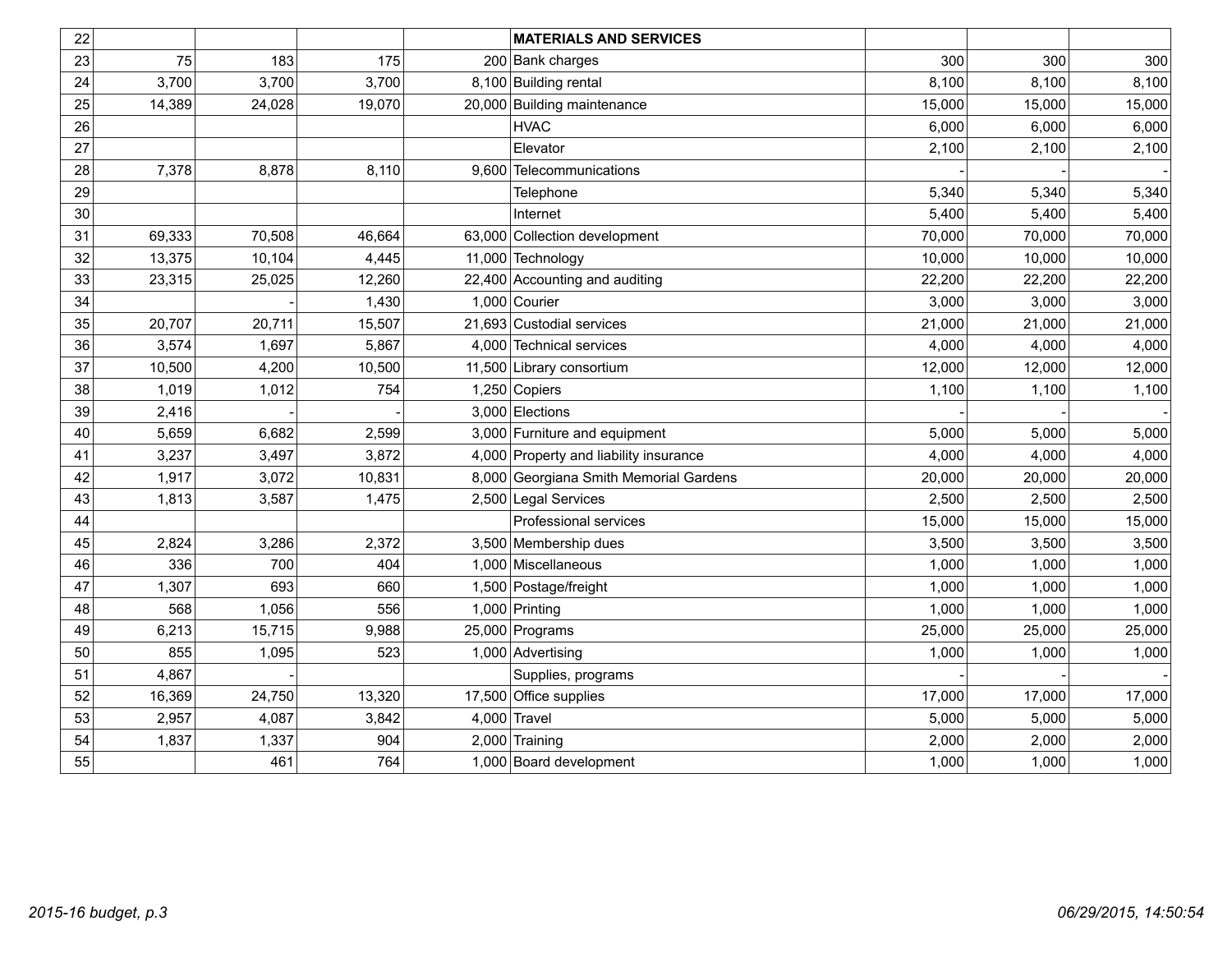| | | | | | | | | |
|---|---|---|---|---|---|---|---|---|
| 22 | | | | | **MATERIALS AND SERVICES** | | | |
| 23 | 75 | 183 | 175 | 200 | Bank charges | 300 | 300 | 300 |
| 24 | 3,700 | 3,700 | 3,700 | 8,100 | Building rental | 8,100 | 8,100 | 8,100 |
| 25 | 14,389 | 24,028 | 19,070 | 20,000 | Building maintenance | 15,000 | 15,000 | 15,000 |
| 26 | | | | | HVAC | 6,000 | 6,000 | 6,000 |
| 27 | | | | | Elevator | 2,100 | 2,100 | 2,100 |
| 28 | 7,378 | 8,878 | 8,110 | 9,600 | Telecommunications | - | - | - |
| 29 | | | | | Telephone | 5,340 | 5,340 | 5,340 |
| 30 | | | | | Internet | 5,400 | 5,400 | 5,400 |
| 31 | 69,333 | 70,508 | 46,664 | 63,000 | Collection development | 70,000 | 70,000 | 70,000 |
| 32 | 13,375 | 10,104 | 4,445 | 11,000 | Technology | 10,000 | 10,000 | 10,000 |
| 33 | 23,315 | 25,025 | 12,260 | 22,400 | Accounting and auditing | 22,200 | 22,200 | 22,200 |
| 34 | | - | 1,430 | 1,000 | Courier | 3,000 | 3,000 | 3,000 |
| 35 | 20,707 | 20,711 | 15,507 | 21,693 | Custodial services | 21,000 | 21,000 | 21,000 |
| 36 | 3,574 | 1,697 | 5,867 | 4,000 | Technical services | 4,000 | 4,000 | 4,000 |
| 37 | 10,500 | 4,200 | 10,500 | 11,500 | Library consortium | 12,000 | 12,000 | 12,000 |
| 38 | 1,019 | 1,012 | 754 | 1,250 | Copiers | 1,100 | 1,100 | 1,100 |
| 39 | 2,416 | - | - | 3,000 | Elections | - | - | - |
| 40 | 5,659 | 6,682 | 2,599 | 3,000 | Furniture and equipment | 5,000 | 5,000 | 5,000 |
| 41 | 3,237 | 3,497 | 3,872 | 4,000 | Property and liability insurance | 4,000 | 4,000 | 4,000 |
| 42 | 1,917 | 3,072 | 10,831 | 8,000 | Georgiana Smith Memorial Gardens | 20,000 | 20,000 | 20,000 |
| 43 | 1,813 | 3,587 | 1,475 | 2,500 | Legal Services | 2,500 | 2,500 | 2,500 |
| 44 | | | | | Professional services | 15,000 | 15,000 | 15,000 |
| 45 | 2,824 | 3,286 | 2,372 | 3,500 | Membership dues | 3,500 | 3,500 | 3,500 |
| 46 | 336 | 700 | 404 | 1,000 | Miscellaneous | 1,000 | 1,000 | 1,000 |
| 47 | 1,307 | 693 | 660 | 1,500 | Postage/freight | 1,000 | 1,000 | 1,000 |
| 48 | 568 | 1,056 | 556 | 1,000 | Printing | 1,000 | 1,000 | 1,000 |
| 49 | 6,213 | 15,715 | 9,988 | 25,000 | Programs | 25,000 | 25,000 | 25,000 |
| 50 | 855 | 1,095 | 523 | 1,000 | Advertising | 1,000 | 1,000 | 1,000 |
| 51 | 4,867 | - | | | Supplies, programs | - | - | - |
| 52 | 16,369 | 24,750 | 13,320 | 17,500 | Office supplies | 17,000 | 17,000 | 17,000 |
| 53 | 2,957 | 4,087 | 3,842 | 4,000 | Travel | 5,000 | 5,000 | 5,000 |
| 54 | 1,837 | 1,337 | 904 | 2,000 | Training | 2,000 | 2,000 | 2,000 |
| 55 | | 461 | 764 | 1,000 | Board development | 1,000 | 1,000 | 1,000 |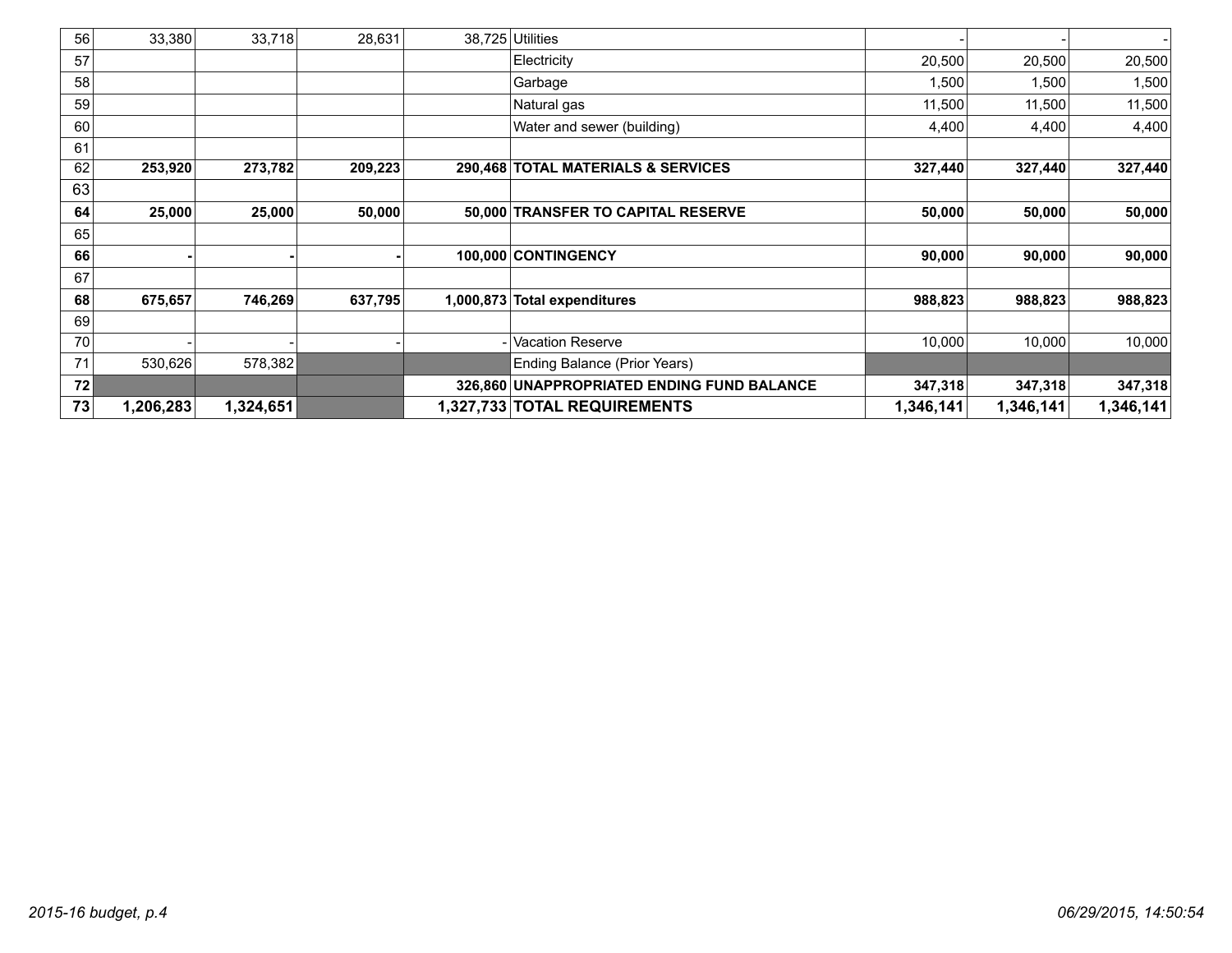| | | | | | | | | |
|---|---|---|---|---|---|---|---|---|
| 56 | 33,380 | 33,718 | 28,631 | 38,725 | Utilities | - | - | - |
| 57 | | | | | Electricity | 20,500 | 20,500 | 20,500 |
| 58 | | | | | Garbage | 1,500 | 1,500 | 1,500 |
| 59 | | | | | Natural gas | 11,500 | 11,500 | 11,500 |
| 60 | | | | | Water and sewer (building) | 4,400 | 4,400 | 4,400 |
| 61 | | | | | | | | |
| **62** | **253,920** | **273,782** | **209,223** | **290,468** | **TOTAL MATERIALS & SERVICES** | **327,440** | **327,440** | **327,440** |
| 63 | | | | | | | | |
| **64** | **25,000** | **25,000** | **50,000** | **50,000** | **TRANSFER TO CAPITAL RESERVE** | **50,000** | **50,000** | **50,000** |
| 65 | | | | | | | | |
| **66** | **-** | **-** | **-** | **100,000** | **CONTINGENCY** | **90,000** | **90,000** | **90,000** |
| 67 | | | | | | | | |
| **68** | **675,657** | **746,269** | **637,795** | **1,000,873** | **Total expenditures** | **988,823** | **988,823** | **988,823** |
| 69 | | | | | | | | |
| 70 | - | - | - | - | Vacation Reserve | 10,000 | 10,000 | 10,000 |
| 71 | 530,626 | 578,382 | | | Ending Balance (Prior Years) | | | |
| **72** | | | | **326,860** | **UNAPPROPRIATED ENDING FUND BALANCE** | **347,318** | **347,318** | **347,318** |
| **73** | **1,206,283** | **1,324,651** | | **1,327,733** | **TOTAL REQUIREMENTS** | **1,346,141** | **1,346,141** | **1,346,141** |

*2015-16 budget, p.4* *06/29/2015, 14:50:54*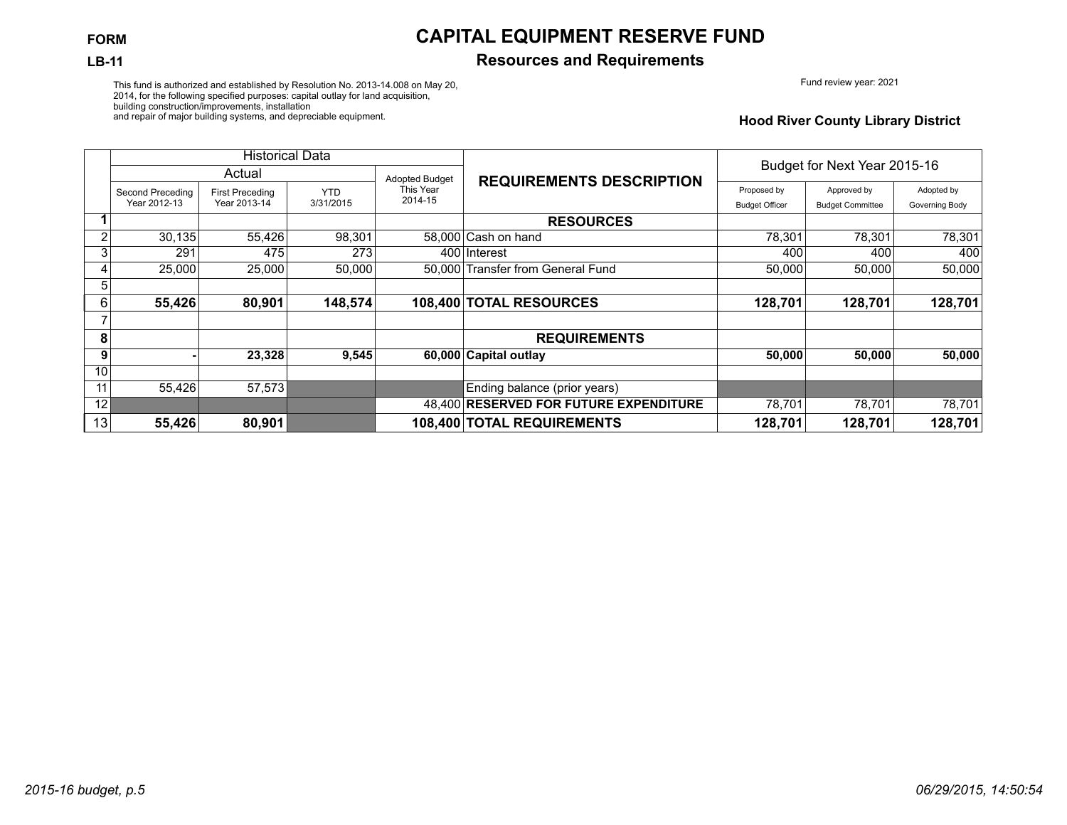**FORM**

**LB-11**

# CAPITAL EQUIPMENT RESERVE FUND

## Resources and Requirements

This fund is authorized and established by Resolution No. 2013-14.008 on May 20, 2014, for the following specified purposes: capital outlay for land acquisition, building construction/improvements, installation and repair of major building systems, and depreciable equipment.

Fund review year: 2021

**Hood River County Library District**

| | Historical Data | | | | REQUIREMENTS DESCRIPTION | Budget for Next Year 2015-16 | | |
|---|---|---|---|---|---|---|---|---|
| | Actual | | | Adopted Budget This Year 2014-15 | | | | |
| | Second Preceding Year 2012-13 | First Preceding Year 2013-14 | YTD 3/31/2015 | | | Proposed by Budget Officer | Approved by Budget Committee | Adopted by Governing Body |
| **1** | | | | | **RESOURCES** | | | |
| 2 | 30,135 | 55,426 | 98,301 | 58,000 | Cash on hand | 78,301 | 78,301 | 78,301 |
| 3 | 291 | 475 | 273 | 400 | Interest | 400 | 400 | 400 |
| 4 | 25,000 | 25,000 | 50,000 | 50,000 | Transfer from General Fund | 50,000 | 50,000 | 50,000 |
| 5 | | | | | | | | |
| 6 | **55,426** | **80,901** | **148,574** | **108,400** | **TOTAL RESOURCES** | **128,701** | **128,701** | **128,701** |
| 7 | | | | | | | | |
| **8** | | | | | **REQUIREMENTS** | | | |
| **9** | **-** | **23,328** | **9,545** | **60,000** | **Capital outlay** | **50,000** | **50,000** | **50,000** |
| 10 | | | | | | | | |
| 11 | 55,426 | 57,573 | | | Ending balance (prior years) | | | |
| 12 | | | | 48,400 | **RESERVED FOR FUTURE EXPENDITURE** | 78,701 | 78,701 | 78,701 |
| 13 | **55,426** | **80,901** | | **108,400** | **TOTAL REQUIREMENTS** | **128,701** | **128,701** | **128,701** |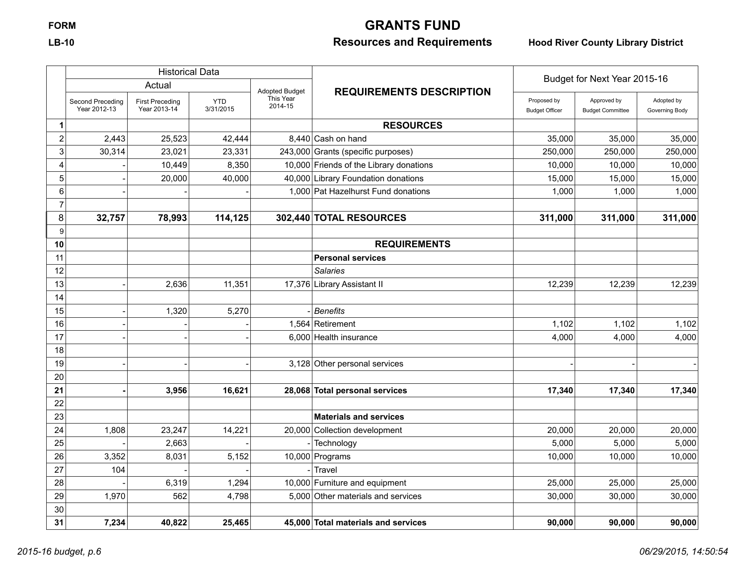FORM

LB-10

# GRANTS FUND

## Resources and Requirements

**Hood River County Library District**

| | Historical Data | | | | REQUIREMENTS DESCRIPTION | Budget for Next Year 2015-16 | | |
|---|---|---|---|---|---|---|---|---|
| | Actual | | | Adopted Budget This Year 2014-15 | | | | |
| | Second Preceding Year 2012-13 | First Preceding Year 2013-14 | YTD 3/31/2015 | | | Proposed by Budget Officer | Approved by Budget Committee | Adopted by Governing Body |
| **1** | | | | | **RESOURCES** | | | |
| 2 | 2,443 | 25,523 | 42,444 | 8,440 | Cash on hand | 35,000 | 35,000 | 35,000 |
| 3 | 30,314 | 23,021 | 23,331 | 243,000 | Grants (specific purposes) | 250,000 | 250,000 | 250,000 |
| 4 | - | 10,449 | 8,350 | 10,000 | Friends of the Library donations | 10,000 | 10,000 | 10,000 |
| 5 | - | 20,000 | 40,000 | 40,000 | Library Foundation donations | 15,000 | 15,000 | 15,000 |
| 6 | - | - | - | 1,000 | Pat Hazelhurst Fund donations | 1,000 | 1,000 | 1,000 |
| 7 | | | | | | | | |
| 8 | **32,757** | **78,993** | **114,125** | **302,440** | **TOTAL RESOURCES** | **311,000** | **311,000** | **311,000** |
| 9 | | | | | | | | |
| **10** | | | | | **REQUIREMENTS** | | | |
| 11 | | | | | **Personal services** | | | |
| 12 | | | | | *Salaries* | | | |
| 13 | - | 2,636 | 11,351 | 17,376 | Library Assistant II | 12,239 | 12,239 | 12,239 |
| 14 | | | | | | | | |
| 15 | - | 1,320 | 5,270 | - | *Benefits* | | | |
| 16 | - | - | - | 1,564 | Retirement | 1,102 | 1,102 | 1,102 |
| 17 | - | - | - | 6,000 | Health insurance | 4,000 | 4,000 | 4,000 |
| 18 | | | | | | | | |
| 19 | - | - | - | 3,128 | Other personal services | - | - | - |
| 20 | | | | | | | | |
| **21** | **-** | **3,956** | **16,621** | **28,068** | **Total personal services** | **17,340** | **17,340** | **17,340** |
| 22 | | | | | | | | |
| 23 | | | | | **Materials and services** | | | |
| 24 | 1,808 | 23,247 | 14,221 | 20,000 | Collection development | 20,000 | 20,000 | 20,000 |
| 25 | - | 2,663 | - | - | Technology | 5,000 | 5,000 | 5,000 |
| 26 | 3,352 | 8,031 | 5,152 | 10,000 | Programs | 10,000 | 10,000 | 10,000 |
| 27 | 104 | - | - | - | Travel | | | |
| 28 | - | 6,319 | 1,294 | 10,000 | Furniture and equipment | 25,000 | 25,000 | 25,000 |
| 29 | 1,970 | 562 | 4,798 | 5,000 | Other materials and services | 30,000 | 30,000 | 30,000 |
| 30 | | | | | | | | |
| **31** | **7,234** | **40,822** | **25,465** | **45,000** | **Total materials and services** | **90,000** | **90,000** | **90,000** |

*2015-16 budget, p.6*

*06/29/2015, 14:50:54*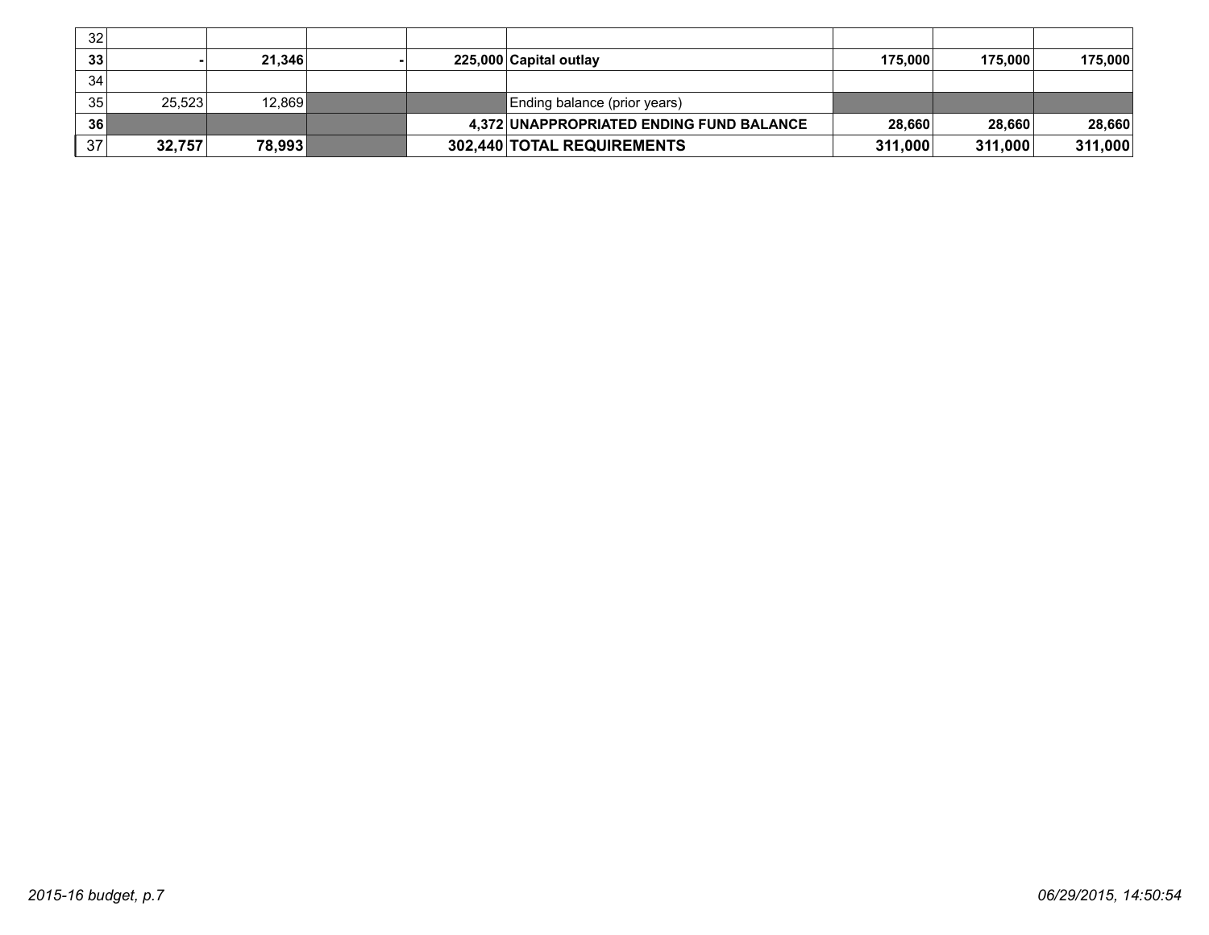| | | | | | | | | |
|---|---|---|---|---|---|---|---|---|
| 32 | | | | | | | | |
| **33** | **-** | **21,346** | **-** | **225,000** | **Capital outlay** | **175,000** | **175,000** | **175,000** |
| 34 | | | | | | | | |
| 35 | 25,523 | 12,869 | | | Ending balance (prior years) | | | |
| **36** | | | | **4,372** | **UNAPPROPRIATED ENDING FUND BALANCE** | **28,660** | **28,660** | **28,660** |
| 37 | **32,757** | **78,993** | | **302,440** | **TOTAL REQUIREMENTS** | **311,000** | **311,000** | **311,000** |

*2015-16 budget, p.7*

*06/29/2015, 14:50:54*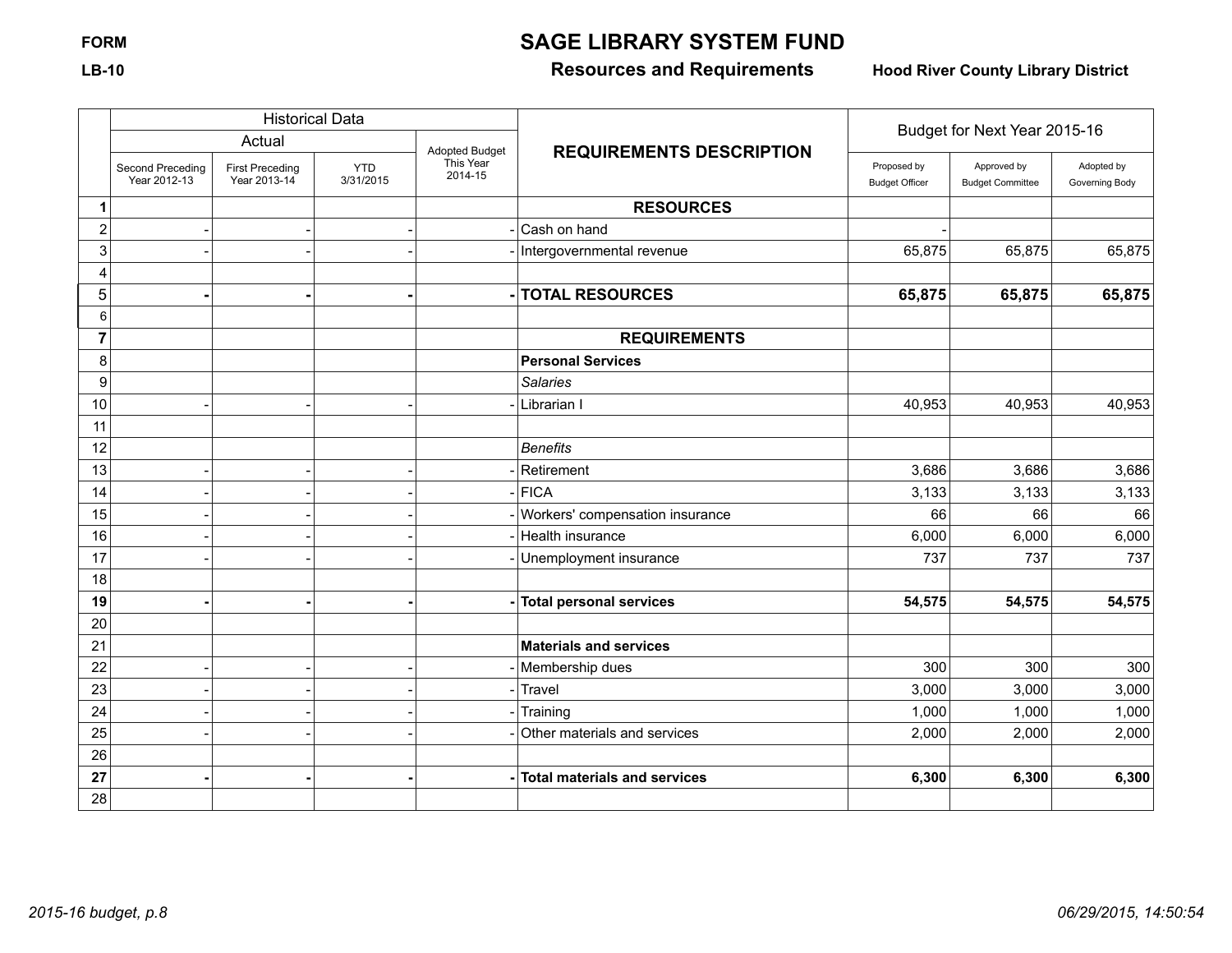FORM

LB-10

# SAGE LIBRARY SYSTEM FUND

## Resources and Requirements

**Hood River County Library District**

| | Historical Data | | | | REQUIREMENTS DESCRIPTION | Budget for Next Year 2015-16 | | |
|---|---|---|---|---|---|---|---|---|
| | Actual | | | Adopted Budget This Year 2014-15 | | | | |
| | Second Preceding Year 2012-13 | First Preceding Year 2013-14 | YTD 3/31/2015 | | | Proposed by Budget Officer | Approved by Budget Committee | Adopted by Governing Body |
| **1** | | | | | **RESOURCES** | | | |
| 2 | - | - | - | - | Cash on hand | - | | |
| 3 | - | - | - | - | Intergovernmental revenue | 65,875 | 65,875 | 65,875 |
| 4 | | | | | | | | |
| 5 | **-** | **-** | **-** | **-** | **TOTAL RESOURCES** | **65,875** | **65,875** | **65,875** |
| 6 | | | | | | | | |
| **7** | | | | | **REQUIREMENTS** | | | |
| 8 | | | | | **Personal Services** | | | |
| 9 | | | | | *Salaries* | | | |
| 10 | - | - | - | - | Librarian I | 40,953 | 40,953 | 40,953 |
| 11 | | | | | | | | |
| 12 | | | | | *Benefits* | | | |
| 13 | - | - | - | - | Retirement | 3,686 | 3,686 | 3,686 |
| 14 | - | - | - | - | FICA | 3,133 | 3,133 | 3,133 |
| 15 | - | - | - | - | Workers' compensation insurance | 66 | 66 | 66 |
| 16 | - | - | - | - | Health insurance | 6,000 | 6,000 | 6,000 |
| 17 | - | - | - | - | Unemployment insurance | 737 | 737 | 737 |
| 18 | | | | | | | | |
| **19** | **-** | **-** | **-** | **-** | **Total personal services** | **54,575** | **54,575** | **54,575** |
| 20 | | | | | | | | |
| 21 | | | | | **Materials and services** | | | |
| 22 | - | - | - | - | Membership dues | 300 | 300 | 300 |
| 23 | - | - | - | - | Travel | 3,000 | 3,000 | 3,000 |
| 24 | - | - | - | - | Training | 1,000 | 1,000 | 1,000 |
| 25 | - | - | - | - | Other materials and services | 2,000 | 2,000 | 2,000 |
| 26 | | | | | | | | |
| **27** | **-** | **-** | **-** | **-** | **Total materials and services** | **6,300** | **6,300** | **6,300** |
| 28 | | | | | | | | |

*2015-16 budget, p.8*

*06/29/2015, 14:50:54*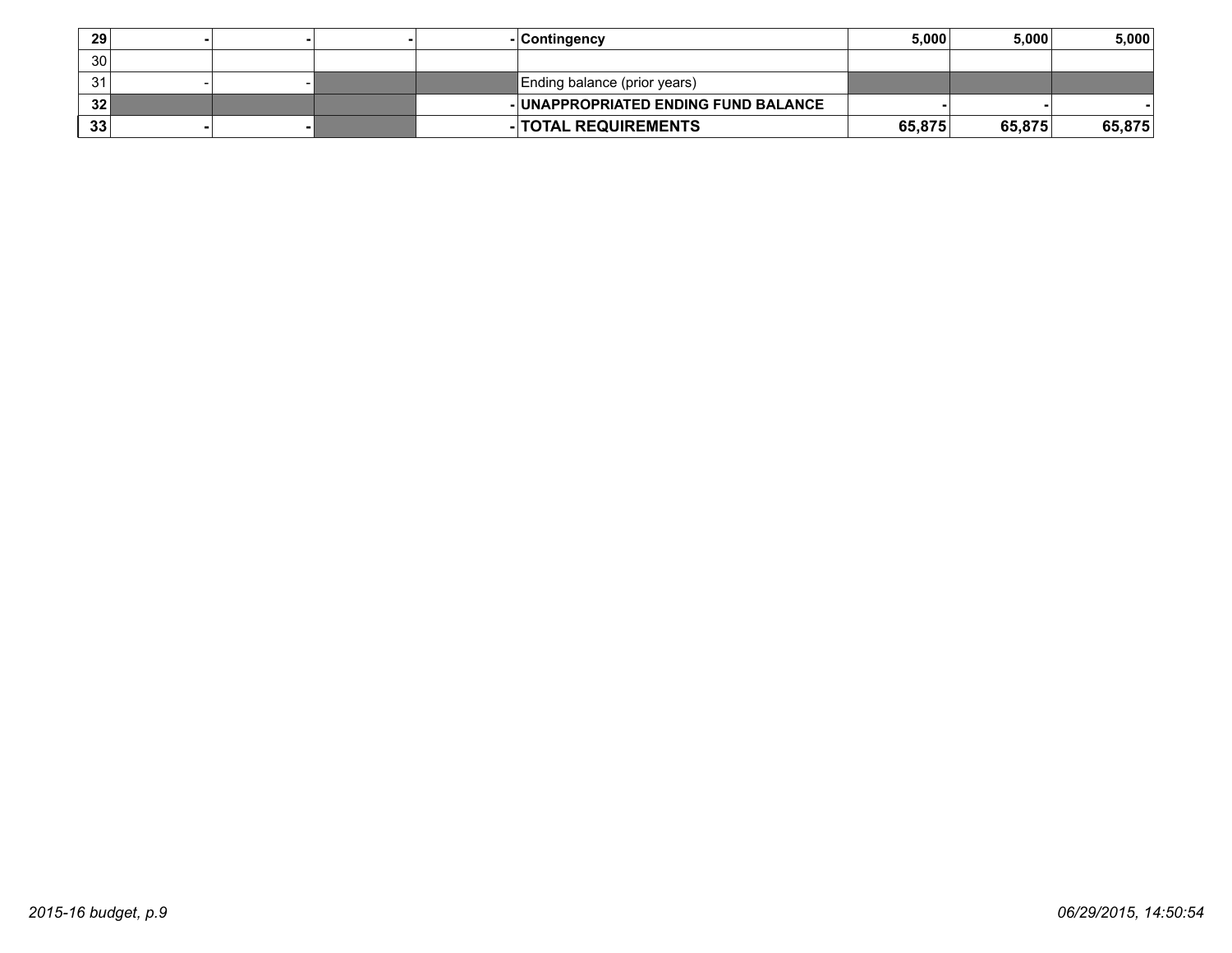| | | | | | | | | |
|---|---|---|---|---|---|---|---|---|
| **29** | **-** | **-** | **-** | **-** | **Contingency** | **5,000** | **5,000** | **5,000** |
| 30 | | | | | | | | |
| 31 | - | - | | | Ending balance (prior years) | | | |
| **32** | | | | **-** | **UNAPPROPRIATED ENDING FUND BALANCE** | **-** | **-** | **-** |
| **33** | **-** | **-** | | **-** | **TOTAL REQUIREMENTS** | **65,875** | **65,875** | **65,875** |

*2015-16 budget, p.9*

*06/29/2015, 14:50:54*